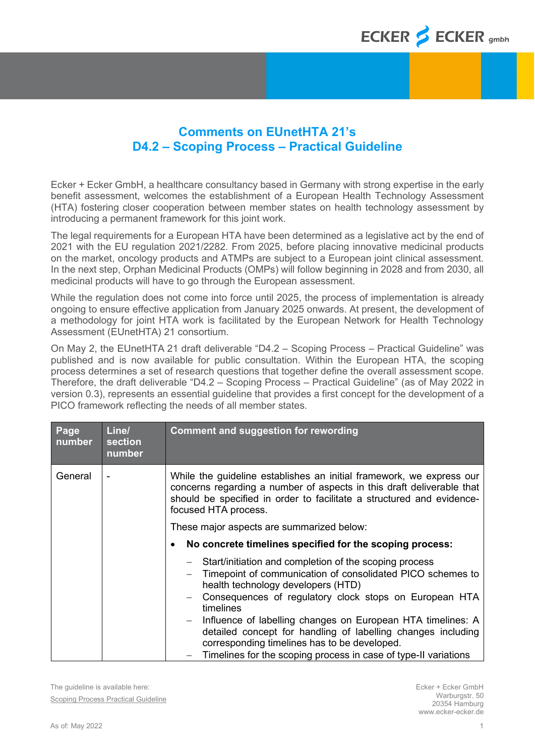# Comments on EUnetHTA 21's D4.2 – Scoping Process – Practical Guideline

Ecker + Ecker GmbH, a healthcare consultancy based in Germany with strong expertise in the early benefit assessment, welcomes the establishment of a European Health Technology Assessment (HTA) fostering closer cooperation between member states on health technology assessment by introducing a permanent framework for this joint work.

The legal requirements for a European HTA have been determined as a legislative act by the end of 2021 with the EU regulation 2021/2282. From 2025, before placing innovative medicinal products on the market, oncology products and ATMPs are subject to a European joint clinical assessment. In the next step, Orphan Medicinal Products (OMPs) will follow beginning in 2028 and from 2030, all medicinal products will have to go through the European assessment.

While the regulation does not come into force until 2025, the process of implementation is already ongoing to ensure effective application from January 2025 onwards. At present, the development of a methodology for joint HTA work is facilitated by the European Network for Health Technology Assessment (EUnetHTA) 21 consortium.

On May 2, the EUnetHTA 21 draft deliverable "D4.2 – Scoping Process – Practical Guideline" was published and is now available for public consultation. Within the European HTA, the scoping process determines a set of research questions that together define the overall assessment scope. Therefore, the draft deliverable "D4.2 – Scoping Process – Practical Guideline" (as of May 2022 in version 0.3), represents an essential guideline that provides a first concept for the development of a PICO framework reflecting the needs of all member states.

| Page number | Line/ section number | Comment and suggestion for rewording |
|---|---|---|
| General | - | While the guideline establishes an initial framework, we express our concerns regarding a number of aspects in this draft deliverable that should be specified in order to facilitate a structured and evidence-focused HTA process.<br><br>These major aspects are summarized below:<br><br>• **No concrete timelines specified for the scoping process:**<br>– Start/initiation and completion of the scoping process<br>– Timepoint of communication of consolidated PICO schemes to health technology developers (HTD)<br>– Consequences of regulatory clock stops on European HTA timelines<br>– Influence of labelling changes on European HTA timelines: A detailed concept for handling of labelling changes including corresponding timelines has to be developed.<br>– Timelines for the scoping process in case of type-II variations |

The guideline is available here:
Scoping Process Practical Guideline

Ecker + Ecker GmbH
Warburgstr. 50
20354 Hamburg
www.ecker-ecker.de

As of: May 2022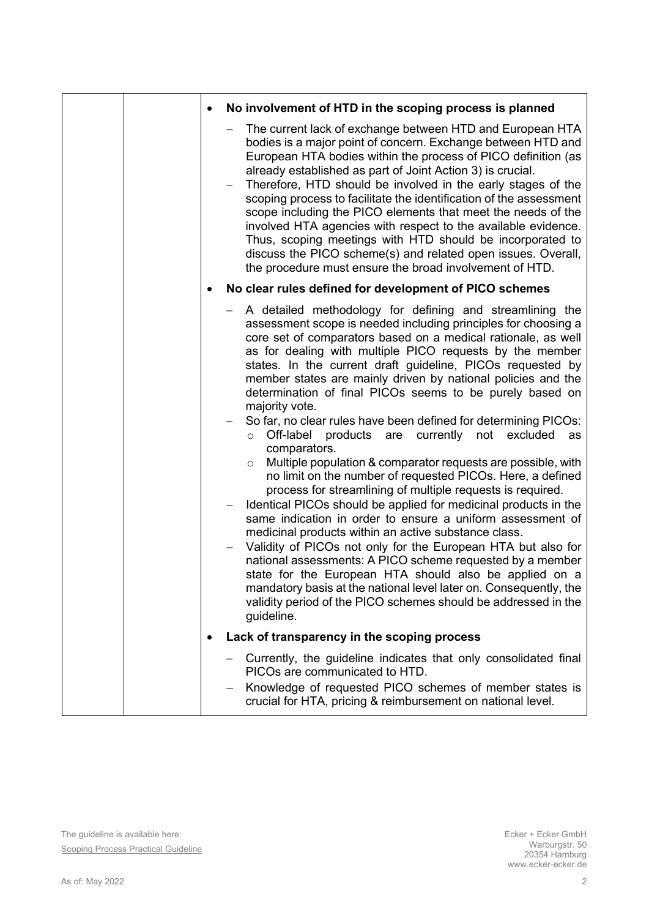| | | |
|---|---|---|
| | | • **No involvement of HTD in the scoping process is planned**<br>– The current lack of exchange between HTD and European HTA bodies is a major point of concern. Exchange between HTD and European HTA bodies within the process of PICO definition (as already established as part of Joint Action 3) is crucial.<br>– Therefore, HTD should be involved in the early stages of the scoping process to facilitate the identification of the assessment scope including the PICO elements that meet the needs of the involved HTA agencies with respect to the available evidence. Thus, scoping meetings with HTD should be incorporated to discuss the PICO scheme(s) and related open issues. Overall, the procedure must ensure the broad involvement of HTD.<br>• **No clear rules defined for development of PICO schemes**<br>– A detailed methodology for defining and streamlining the assessment scope is needed including principles for choosing a core set of comparators based on a medical rationale, as well as for dealing with multiple PICO requests by the member states. In the current draft guideline, PICOs requested by member states are mainly driven by national policies and the determination of final PICOs seems to be purely based on majority vote.<br>– So far, no clear rules have been defined for determining PICOs:<br>&nbsp;&nbsp;&nbsp;&nbsp;○ Off-label products are currently not excluded as comparators.<br>&nbsp;&nbsp;&nbsp;&nbsp;○ Multiple population & comparator requests are possible, with no limit on the number of requested PICOs. Here, a defined process for streamlining of multiple requests is required.<br>– Identical PICOs should be applied for medicinal products in the same indication in order to ensure a uniform assessment of medicinal products within an active substance class.<br>– Validity of PICOs not only for the European HTA but also for national assessments: A PICO scheme requested by a member state for the European HTA should also be applied on a mandatory basis at the national level later on. Consequently, the validity period of the PICO schemes should be addressed in the guideline.<br>• **Lack of transparency in the scoping process**<br>– Currently, the guideline indicates that only consolidated final PICOs are communicated to HTD.<br>– Knowledge of requested PICO schemes of member states is crucial for HTA, pricing & reimbursement on national level. |

The guideline is available here:
Scoping Process Practical Guideline

Ecker + Ecker GmbH
Warburgstr. 50
20354 Hamburg
www.ecker-ecker.de

As of: May 2022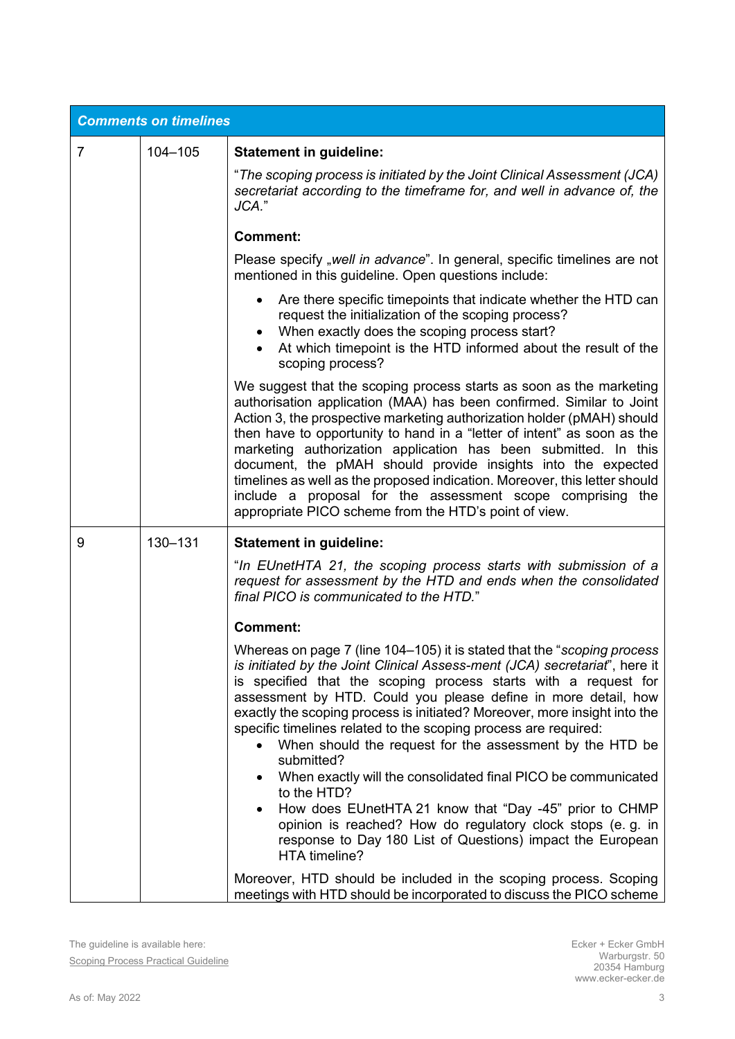| Comments on timelines | | |
|---|---|---|
| 7 | 104–105 | **Statement in guideline:**<br><br>"*The scoping process is initiated by the Joint Clinical Assessment (JCA) secretariat according to the timeframe for, and well in advance of, the JCA.*"<br><br>**Comment:**<br><br>Please specify „*well in advance*". In general, specific timelines are not mentioned in this guideline. Open questions include:<br><br>• Are there specific timepoints that indicate whether the HTD can request the initialization of the scoping process?<br>• When exactly does the scoping process start?<br>• At which timepoint is the HTD informed about the result of the scoping process?<br><br>We suggest that the scoping process starts as soon as the marketing authorisation application (MAA) has been confirmed. Similar to Joint Action 3, the prospective marketing authorization holder (pMAH) should then have to opportunity to hand in a "letter of intent" as soon as the marketing authorization application has been submitted. In this document, the pMAH should provide insights into the expected timelines as well as the proposed indication. Moreover, this letter should include a proposal for the assessment scope comprising the appropriate PICO scheme from the HTD's point of view. |
| 9 | 130–131 | **Statement in guideline:**<br><br>"*In EUnetHTA 21, the scoping process starts with submission of a request for assessment by the HTD and ends when the consolidated final PICO is communicated to the HTD.*"<br><br>**Comment:**<br><br>Whereas on page 7 (line 104–105) it is stated that the "*scoping process is initiated by the Joint Clinical Assess-ment (JCA) secretariat*", here it is specified that the scoping process starts with a request for assessment by HTD. Could you please define in more detail, how exactly the scoping process is initiated? Moreover, more insight into the specific timelines related to the scoping process are required:<br><br>• When should the request for the assessment by the HTD be submitted?<br>• When exactly will the consolidated final PICO be communicated to the HTD?<br>• How does EUnetHTA 21 know that "Day -45" prior to CHMP opinion is reached? How do regulatory clock stops (e. g. in response to Day 180 List of Questions) impact the European HTA timeline?<br><br>Moreover, HTD should be included in the scoping process. Scoping meetings with HTD should be incorporated to discuss the PICO scheme |

The guideline is available here:
Scoping Process Practical Guideline

Ecker + Ecker GmbH
Warburgstr. 50
20354 Hamburg
www.ecker-ecker.de

As of: May 2022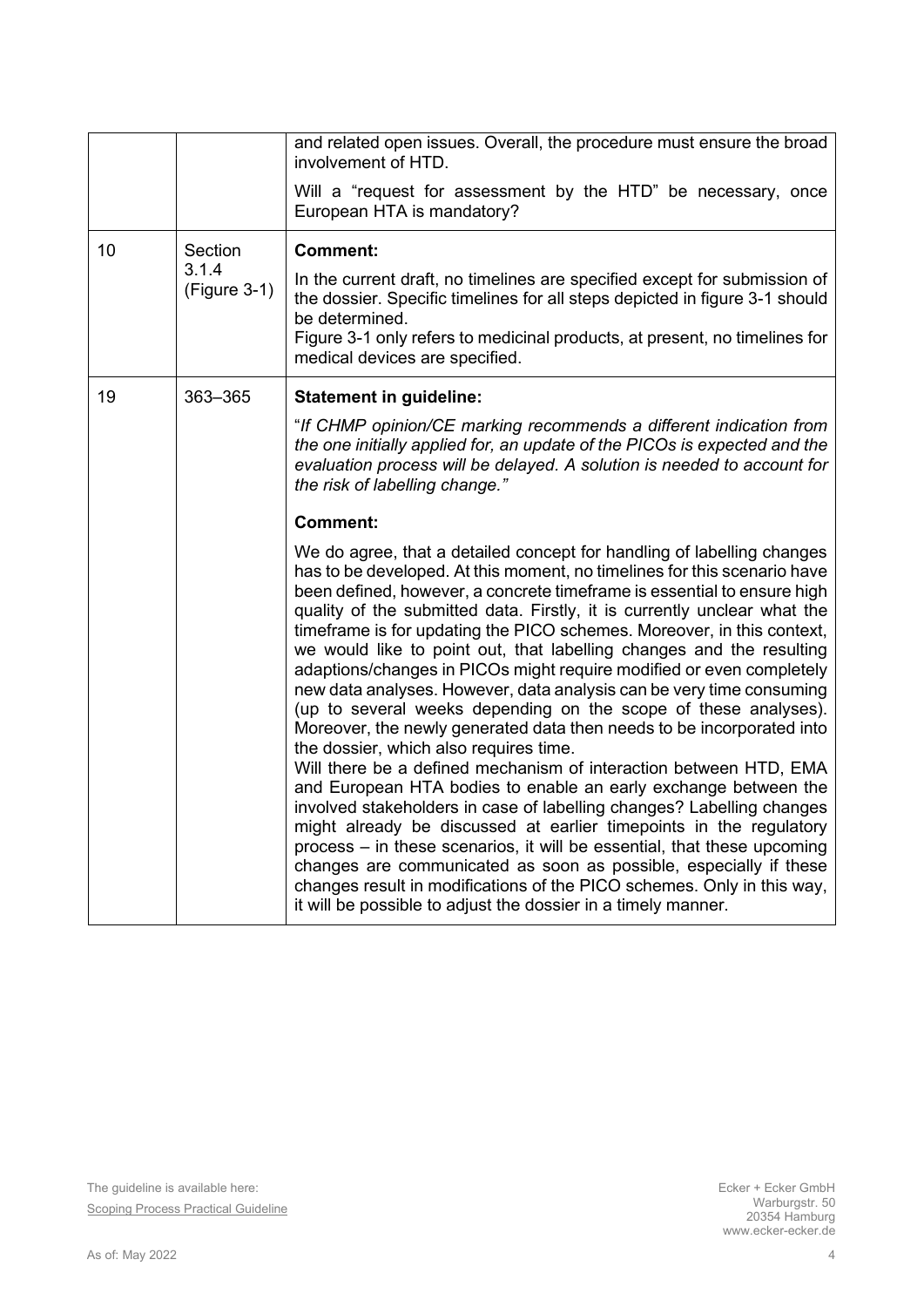| | | |
|---|---|---|
| | | and related open issues. Overall, the procedure must ensure the broad involvement of HTD.<br><br>Will a "request for assessment by the HTD" be necessary, once European HTA is mandatory? |
| 10 | Section 3.1.4 (Figure 3-1) | **Comment:**<br><br>In the current draft, no timelines are specified except for submission of the dossier. Specific timelines for all steps depicted in figure 3-1 should be determined.<br>Figure 3-1 only refers to medicinal products, at present, no timelines for medical devices are specified. |
| 19 | 363–365 | **Statement in guideline:**<br><br>"*If CHMP opinion/CE marking recommends a different indication from the one initially applied for, an update of the PICOs is expected and the evaluation process will be delayed. A solution is needed to account for the risk of labelling change.*"<br><br>**Comment:**<br><br>We do agree, that a detailed concept for handling of labelling changes has to be developed. At this moment, no timelines for this scenario have been defined, however, a concrete timeframe is essential to ensure high quality of the submitted data. Firstly, it is currently unclear what the timeframe is for updating the PICO schemes. Moreover, in this context, we would like to point out, that labelling changes and the resulting adaptions/changes in PICOs might require modified or even completely new data analyses. However, data analysis can be very time consuming (up to several weeks depending on the scope of these analyses). Moreover, the newly generated data then needs to be incorporated into the dossier, which also requires time.<br>Will there be a defined mechanism of interaction between HTD, EMA and European HTA bodies to enable an early exchange between the involved stakeholders in case of labelling changes? Labelling changes might already be discussed at earlier timepoints in the regulatory process – in these scenarios, it will be essential, that these upcoming changes are communicated as soon as possible, especially if these changes result in modifications of the PICO schemes. Only in this way, it will be possible to adjust the dossier in a timely manner. |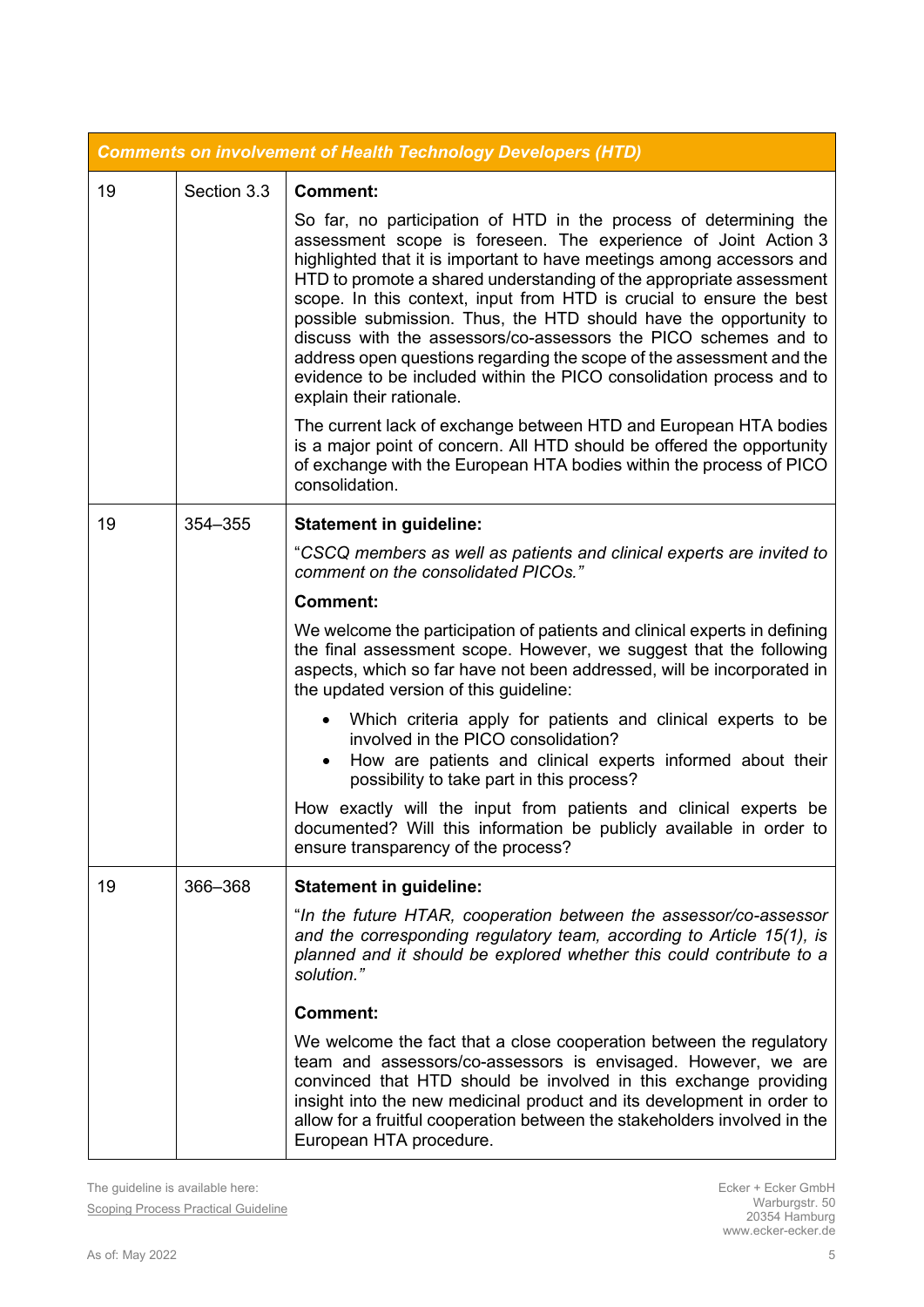| Comments on involvement of Health Technology Developers (HTD) | | |
|---|---|---|
| 19 | Section 3.3 | **Comment:**<br><br>So far, no participation of HTD in the process of determining the assessment scope is foreseen. The experience of Joint Action 3 highlighted that it is important to have meetings among accessors and HTD to promote a shared understanding of the appropriate assessment scope. In this context, input from HTD is crucial to ensure the best possible submission. Thus, the HTD should have the opportunity to discuss with the assessors/co-assessors the PICO schemes and to address open questions regarding the scope of the assessment and the evidence to be included within the PICO consolidation process and to explain their rationale.<br><br>The current lack of exchange between HTD and European HTA bodies is a major point of concern. All HTD should be offered the opportunity of exchange with the European HTA bodies within the process of PICO consolidation. |
| 19 | 354–355 | **Statement in guideline:**<br><br>"*CSCQ members as well as patients and clinical experts are invited to comment on the consolidated PICOs.*"<br><br>**Comment:**<br><br>We welcome the participation of patients and clinical experts in defining the final assessment scope. However, we suggest that the following aspects, which so far have not been addressed, will be incorporated in the updated version of this guideline:<br><br>• Which criteria apply for patients and clinical experts to be involved in the PICO consolidation?<br>• How are patients and clinical experts informed about their possibility to take part in this process?<br><br>How exactly will the input from patients and clinical experts be documented? Will this information be publicly available in order to ensure transparency of the process? |
| 19 | 366–368 | **Statement in guideline:**<br><br>"*In the future HTAR, cooperation between the assessor/co-assessor and the corresponding regulatory team, according to Article 15(1), is planned and it should be explored whether this could contribute to a solution.*"<br><br>**Comment:**<br><br>We welcome the fact that a close cooperation between the regulatory team and assessors/co-assessors is envisaged. However, we are convinced that HTD should be involved in this exchange providing insight into the new medicinal product and its development in order to allow for a fruitful cooperation between the stakeholders involved in the European HTA procedure. |

The guideline is available here:
Scoping Process Practical Guideline

Ecker + Ecker GmbH
Warburgstr. 50
20354 Hamburg
www.ecker-ecker.de

As of: May 2022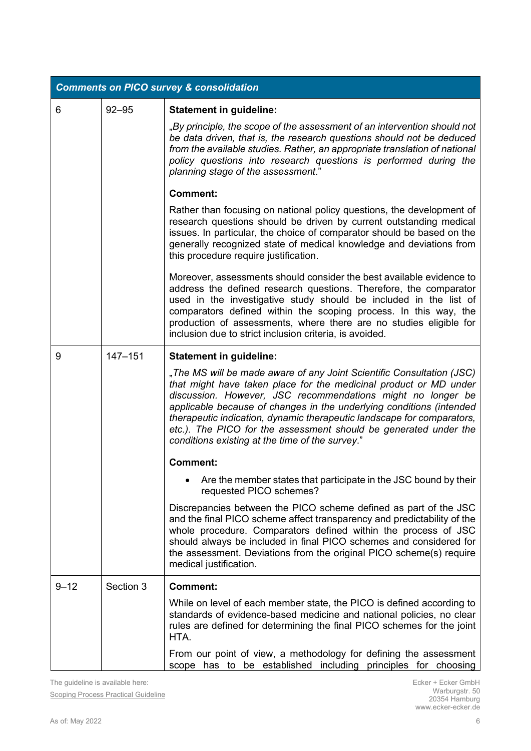| *Comments on PICO survey & consolidation* | | |
|---|---|---|
| 6 | 92–95 | **Statement in guideline:**<br><br>*„By principle, the scope of the assessment of an intervention should not be data driven, that is, the research questions should not be deduced from the available studies. Rather, an appropriate translation of national policy questions into research questions is performed during the planning stage of the assessment.*"<br><br>**Comment:**<br><br>Rather than focusing on national policy questions, the development of research questions should be driven by current outstanding medical issues. In particular, the choice of comparator should be based on the generally recognized state of medical knowledge and deviations from this procedure require justification.<br><br>Moreover, assessments should consider the best available evidence to address the defined research questions. Therefore, the comparator used in the investigative study should be included in the list of comparators defined within the scoping process. In this way, the production of assessments, where there are no studies eligible for inclusion due to strict inclusion criteria, is avoided. |
| 9 | 147–151 | **Statement in guideline:**<br><br>*„The MS will be made aware of any Joint Scientific Consultation (JSC) that might have taken place for the medicinal product or MD under discussion. However, JSC recommendations might no longer be applicable because of changes in the underlying conditions (intended therapeutic indication, dynamic therapeutic landscape for comparators, etc.). The PICO for the assessment should be generated under the conditions existing at the time of the survey.*"<br><br>**Comment:**<br><br>• Are the member states that participate in the JSC bound by their requested PICO schemes?<br><br>Discrepancies between the PICO scheme defined as part of the JSC and the final PICO scheme affect transparency and predictability of the whole procedure. Comparators defined within the process of JSC should always be included in final PICO schemes and considered for the assessment. Deviations from the original PICO scheme(s) require medical justification. |
| 9–12 | Section 3 | **Comment:**<br><br>While on level of each member state, the PICO is defined according to standards of evidence-based medicine and national policies, no clear rules are defined for determining the final PICO schemes for the joint HTA.<br><br>From our point of view, a methodology for defining the assessment scope has to be established including principles for choosing |

The guideline is available here:
Scoping Process Practical Guideline

Ecker + Ecker GmbH
Warburgstr. 50
20354 Hamburg
www.ecker-ecker.de

As of: May 2022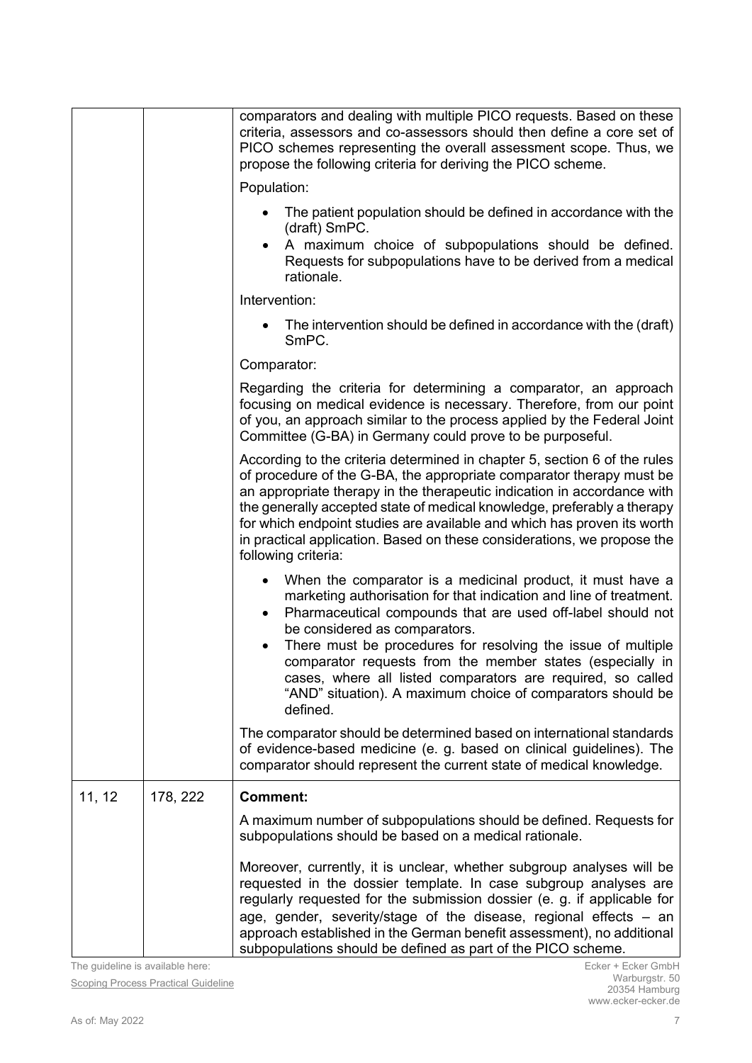| | | |
|---|---|---|
| | | comparators and dealing with multiple PICO requests. Based on these criteria, assessors and co-assessors should then define a core set of PICO schemes representing the overall assessment scope. Thus, we propose the following criteria for deriving the PICO scheme.<br><br>Population:<br><br>• The patient population should be defined in accordance with the (draft) SmPC.<br>• A maximum choice of subpopulations should be defined. Requests for subpopulations have to be derived from a medical rationale.<br><br>Intervention:<br><br>• The intervention should be defined in accordance with the (draft) SmPC.<br><br>Comparator:<br><br>Regarding the criteria for determining a comparator, an approach focusing on medical evidence is necessary. Therefore, from our point of you, an approach similar to the process applied by the Federal Joint Committee (G-BA) in Germany could prove to be purposeful.<br><br>According to the criteria determined in chapter 5, section 6 of the rules of procedure of the G-BA, the appropriate comparator therapy must be an appropriate therapy in the therapeutic indication in accordance with the generally accepted state of medical knowledge, preferably a therapy for which endpoint studies are available and which has proven its worth in practical application. Based on these considerations, we propose the following criteria:<br><br>• When the comparator is a medicinal product, it must have a marketing authorisation for that indication and line of treatment.<br>• Pharmaceutical compounds that are used off-label should not be considered as comparators.<br>• There must be procedures for resolving the issue of multiple comparator requests from the member states (especially in cases, where all listed comparators are required, so called "AND" situation). A maximum choice of comparators should be defined.<br><br>The comparator should be determined based on international standards of evidence-based medicine (e. g. based on clinical guidelines). The comparator should represent the current state of medical knowledge. |
| 11, 12 | 178, 222 | **Comment:**<br><br>A maximum number of subpopulations should be defined. Requests for subpopulations should be based on a medical rationale.<br><br>Moreover, currently, it is unclear, whether subgroup analyses will be requested in the dossier template. In case subgroup analyses are regularly requested for the submission dossier (e. g. if applicable for age, gender, severity/stage of the disease, regional effects – an approach established in the German benefit assessment), no additional subpopulations should be defined as part of the PICO scheme. |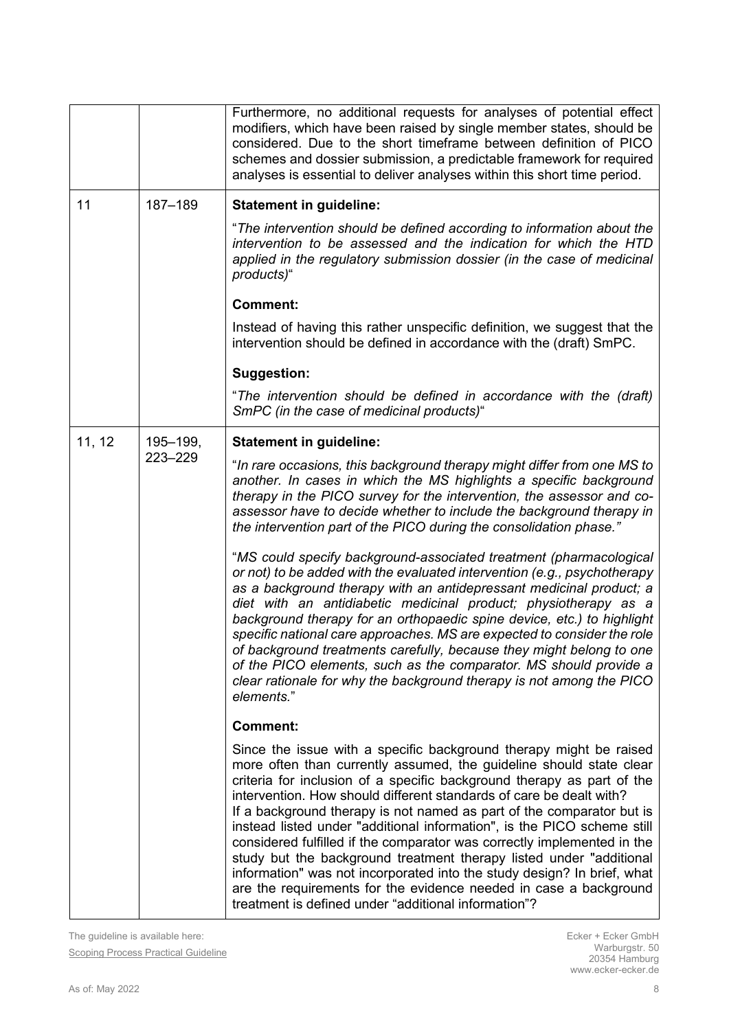| | | |
|---|---|---|
| | | Furthermore, no additional requests for analyses of potential effect modifiers, which have been raised by single member states, should be considered. Due to the short timeframe between definition of PICO schemes and dossier submission, a predictable framework for required analyses is essential to deliver analyses within this short time period. |
| 11 | 187–189 | **Statement in guideline:**<br><br>"*The intervention should be defined according to information about the intervention to be assessed and the indication for which the HTD applied in the regulatory submission dossier (in the case of medicinal products)*"<br><br>**Comment:**<br><br>Instead of having this rather unspecific definition, we suggest that the intervention should be defined in accordance with the (draft) SmPC.<br><br>**Suggestion:**<br><br>"*The intervention should be defined in accordance with the (draft) SmPC (in the case of medicinal products)*" |
| 11, 12 | 195–199, 223–229 | **Statement in guideline:**<br><br>"*In rare occasions, this background therapy might differ from one MS to another. In cases in which the MS highlights a specific background therapy in the PICO survey for the intervention, the assessor and co-assessor have to decide whether to include the background therapy in the intervention part of the PICO during the consolidation phase.*"<br><br>"*MS could specify background-associated treatment (pharmacological or not) to be added with the evaluated intervention (e.g., psychotherapy as a background therapy with an antidepressant medicinal product; a diet with an antidiabetic medicinal product; physiotherapy as a background therapy for an orthopaedic spine device, etc.) to highlight specific national care approaches. MS are expected to consider the role of background treatments carefully, because they might belong to one of the PICO elements, such as the comparator. MS should provide a clear rationale for why the background therapy is not among the PICO elements.*"<br><br>**Comment:**<br><br>Since the issue with a specific background therapy might be raised more often than currently assumed, the guideline should state clear criteria for inclusion of a specific background therapy as part of the intervention. How should different standards of care be dealt with?<br>If a background therapy is not named as part of the comparator but is instead listed under "additional information", is the PICO scheme still considered fulfilled if the comparator was correctly implemented in the study but the background treatment therapy listed under "additional information" was not incorporated into the study design? In brief, what are the requirements for the evidence needed in case a background treatment is defined under "additional information"? |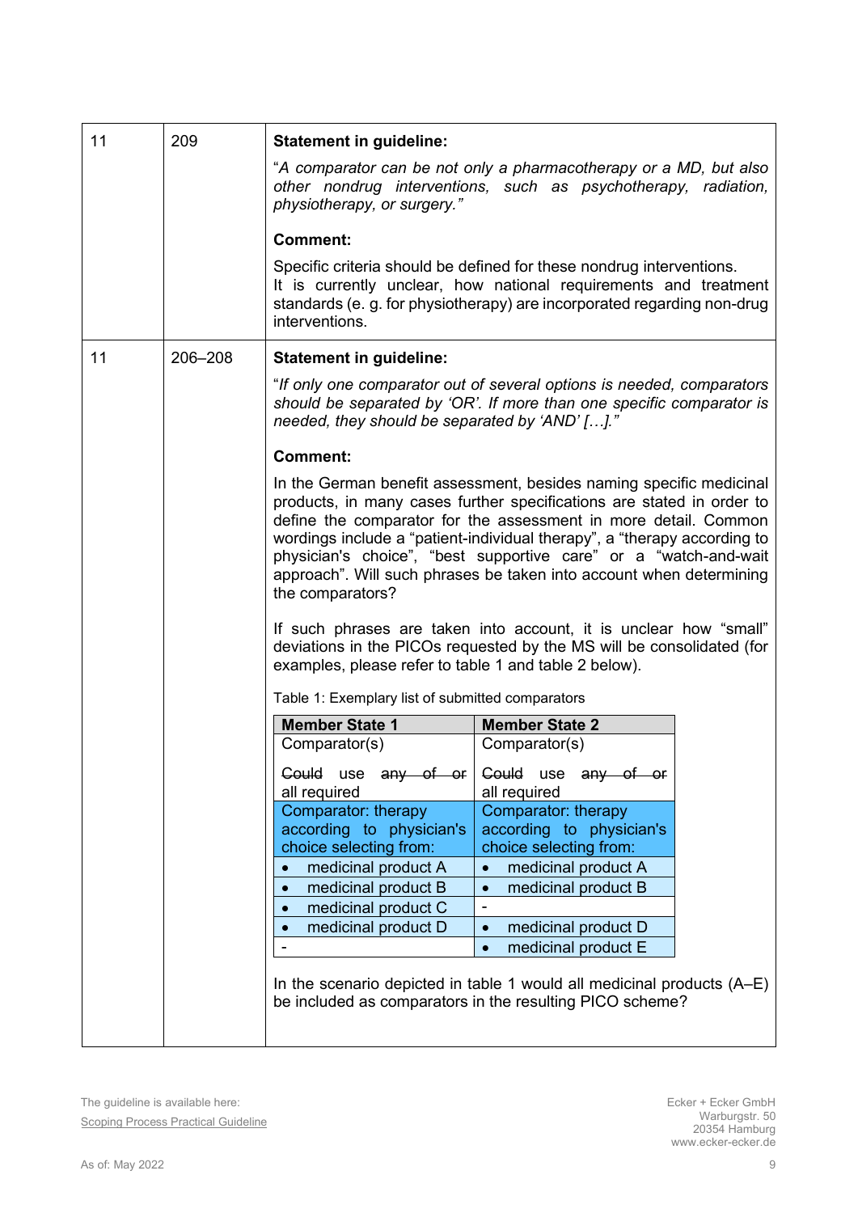| | | |
|---|---|---|
| 11 | 209 | **Statement in guideline:**<br><br>"*A comparator can be not only a pharmacotherapy or a MD, but also other nondrug interventions, such as psychotherapy, radiation, physiotherapy, or surgery.*"<br><br>**Comment:**<br><br>Specific criteria should be defined for these nondrug interventions. It is currently unclear, how national requirements and treatment standards (e. g. for physiotherapy) are incorporated regarding non-drug interventions. |
| 11 | 206–208 | **Statement in guideline:**<br><br>"*If only one comparator out of several options is needed, comparators should be separated by 'OR'. If more than one specific comparator is needed, they should be separated by 'AND' […].*"<br><br>**Comment:**<br><br>In the German benefit assessment, besides naming specific medicinal products, in many cases further specifications are stated in order to define the comparator for the assessment in more detail. Common wordings include a "patient-individual therapy", a "therapy according to physician's choice", "best supportive care" or a "watch-and-wait approach". Will such phrases be taken into account when determining the comparators?<br><br>If such phrases are taken into account, it is unclear how "small" deviations in the PICOs requested by the MS will be consolidated (for examples, please refer to table 1 and table 2 below). |

Table 1: Exemplary list of submitted comparators

| **Member State 1** | **Member State 2** |
|---|---|
| Comparator(s)<br><br>~~Could~~ use ~~any of or~~ all required | Comparator(s)<br><br>~~Could~~ use ~~any of or~~ all required |
| Comparator: therapy according to physician's choice selecting from: | Comparator: therapy according to physician's choice selecting from: |
| • medicinal product A | • medicinal product A |
| • medicinal product B | • medicinal product B |
| • medicinal product C | - |
| • medicinal product D | • medicinal product D |
| - | • medicinal product E |

In the scenario depicted in table 1 would all medicinal products (A–E) be included as comparators in the resulting PICO scheme?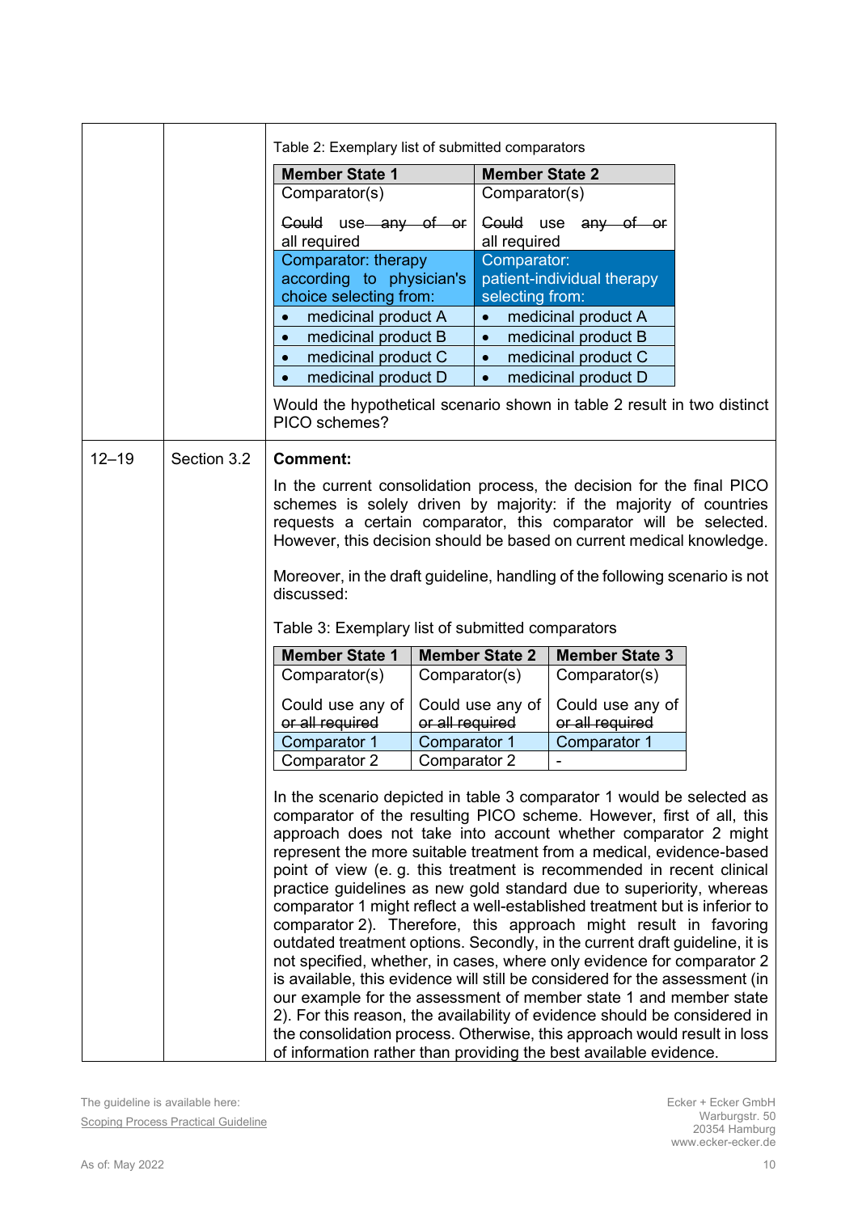| | | Table 2: Exemplary list of submitted comparators<br><br>**Member State 1** / **Member State 2**<br>Comparator(s) / Comparator(s)<br>~~Could~~ use ~~any of or~~ all required / ~~Could~~ use ~~any of or~~ all required<br>Comparator: therapy according to physician's choice selecting from: / Comparator: patient-individual therapy selecting from:<br>• medicinal product A / • medicinal product A<br>• medicinal product B / • medicinal product B<br>• medicinal product C / • medicinal product C<br>• medicinal product D / • medicinal product D<br><br>Would the hypothetical scenario shown in table 2 result in two distinct PICO schemes? |
|---|---|---|
| 12–19 | Section 3.2 | **Comment:**<br><br>In the current consolidation process, the decision for the final PICO schemes is solely driven by majority: if the majority of countries requests a certain comparator, this comparator will be selected. However, this decision should be based on current medical knowledge.<br><br>Moreover, in the draft guideline, handling of the following scenario is not discussed:<br><br>Table 3: Exemplary list of submitted comparators<br><br>**Member State 1** / **Member State 2** / **Member State 3**<br>Comparator(s) / Comparator(s) / Comparator(s)<br>Could use any of ~~or all required~~ / Could use any of ~~or all required~~ / Could use any of ~~or all required~~<br>Comparator 1 / Comparator 1 / Comparator 1<br>Comparator 2 / Comparator 2 / -<br><br>In the scenario depicted in table 3 comparator 1 would be selected as comparator of the resulting PICO scheme. However, first of all, this approach does not take into account whether comparator 2 might represent the more suitable treatment from a medical, evidence-based point of view (e. g. this treatment is recommended in recent clinical practice guidelines as new gold standard due to superiority, whereas comparator 1 might reflect a well-established treatment but is inferior to comparator 2). Therefore, this approach might result in favoring outdated treatment options. Secondly, in the current draft guideline, it is not specified, whether, in cases, where only evidence for comparator 2 is available, this evidence will still be considered for the assessment (in our example for the assessment of member state 1 and member state 2). For this reason, the availability of evidence should be considered in the consolidation process. Otherwise, this approach would result in loss of information rather than providing the best available evidence. |

The guideline is available here:
Scoping Process Practical Guideline

Ecker + Ecker GmbH
Warburgstr. 50
20354 Hamburg
www.ecker-ecker.de

As of: May 2022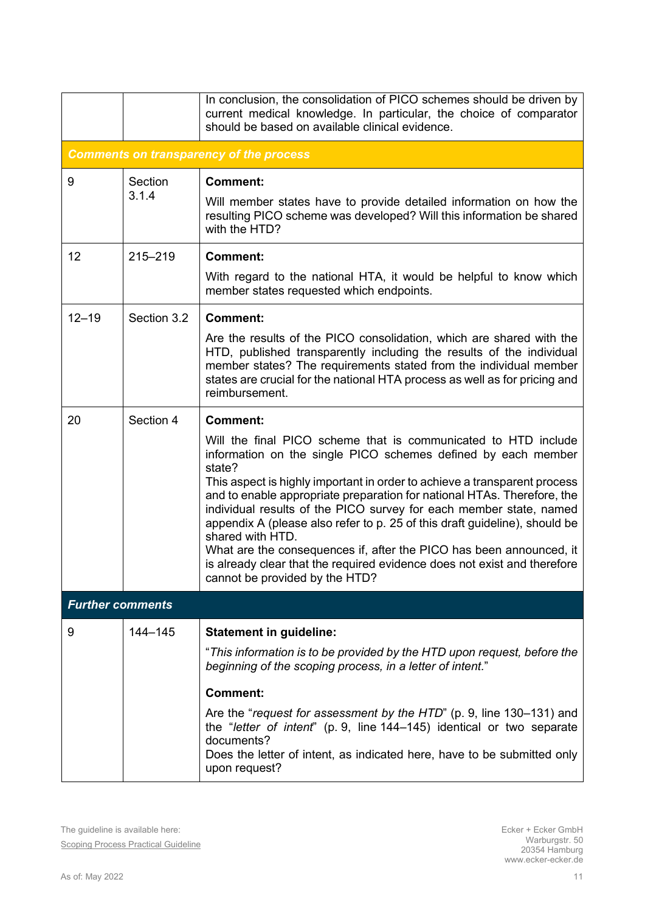| | | |
|---|---|---|
| | | In conclusion, the consolidation of PICO schemes should be driven by current medical knowledge. In particular, the choice of comparator should be based on available clinical evidence. |
| ***Comments on transparency of the process*** | | |
| 9 | Section 3.1.4 | **Comment:**<br>Will member states have to provide detailed information on how the resulting PICO scheme was developed? Will this information be shared with the HTD? |
| 12 | 215–219 | **Comment:**<br>With regard to the national HTA, it would be helpful to know which member states requested which endpoints. |
| 12–19 | Section 3.2 | **Comment:**<br>Are the results of the PICO consolidation, which are shared with the HTD, published transparently including the results of the individual member states? The requirements stated from the individual member states are crucial for the national HTA process as well as for pricing and reimbursement. |
| 20 | Section 4 | **Comment:**<br>Will the final PICO scheme that is communicated to HTD include information on the single PICO schemes defined by each member state?<br>This aspect is highly important in order to achieve a transparent process and to enable appropriate preparation for national HTAs. Therefore, the individual results of the PICO survey for each member state, named appendix A (please also refer to p. 25 of this draft guideline), should be shared with HTD.<br>What are the consequences if, after the PICO has been announced, it is already clear that the required evidence does not exist and therefore cannot be provided by the HTD? |
| ***Further comments*** | | |
| 9 | 144–145 | **Statement in guideline:**<br>"*This information is to be provided by the HTD upon request, before the beginning of the scoping process, in a letter of intent.*"<br>**Comment:**<br>Are the "*request for assessment by the HTD*" (p. 9, line 130–131) and the "*letter of intent*" (p. 9, line 144–145) identical or two separate documents?<br>Does the letter of intent, as indicated here, have to be submitted only upon request? |

The guideline is available here:
Scoping Process Practical Guideline

Ecker + Ecker GmbH
Warburgstr. 50
20354 Hamburg
www.ecker-ecker.de

As of: May 2022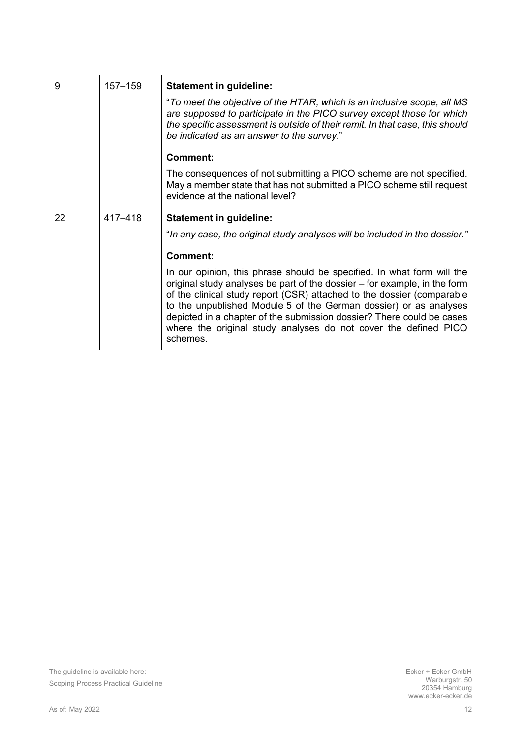| | | |
|---|---|---|
| 9 | 157–159 | **Statement in guideline:**<br>"*To meet the objective of the HTAR, which is an inclusive scope, all MS are supposed to participate in the PICO survey except those for which the specific assessment is outside of their remit. In that case, this should be indicated as an answer to the survey.*"<br>**Comment:**<br>The consequences of not submitting a PICO scheme are not specified. May a member state that has not submitted a PICO scheme still request evidence at the national level? |
| 22 | 417–418 | **Statement in guideline:**<br>"*In any case, the original study analyses will be included in the dossier.*"<br>**Comment:**<br>In our opinion, this phrase should be specified. In what form will the original study analyses be part of the dossier – for example, in the form of the clinical study report (CSR) attached to the dossier (comparable to the unpublished Module 5 of the German dossier) or as analyses depicted in a chapter of the submission dossier? There could be cases where the original study analyses do not cover the defined PICO schemes. |

The guideline is available here:
Scoping Process Practical Guideline

Ecker + Ecker GmbH
Warburgstr. 50
20354 Hamburg
www.ecker-ecker.de

As of: May 2022